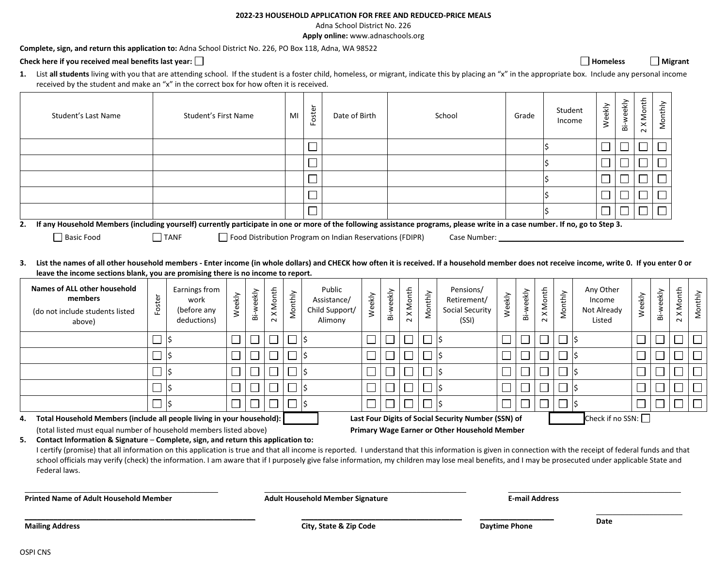# 2022-23 HOUSEHOLD APPLICATION FOR FREE AND REDUCED-PRICE MEALS

Adna School District No. 226

**Apply online:** www.adnaschools.org

**Complete, sign, and return this application to:** Adna School District No. 226, PO Box 118, Adna, WA 98522

**Check here if you received meal benefits last year:** ☐ ☐ **Homeless** ☐ **Migrant**

**1.** List **all students** living with you that are attending school. If the student is a foster child, homeless, or migrant, indicate this by placing an "x" in the appropriate box. Include any personal income received by the student and make an "x" in the correct box for how often it is received.

| Student's Last Name | Student's First Name | MI | Foster | Date of Birth | School | Grade | Student Income | Weekly | Bi-weekly | 2 X Month | Monthly |
|---|---|---|---|---|---|---|---|---|---|---|---|
| | | | ☐ | | | | $ | ☐ | ☐ | ☐ | ☐ |
| | | | ☐ | | | | $ | ☐ | ☐ | ☐ | ☐ |
| | | | ☐ | | | | $ | ☐ | ☐ | ☐ | ☐ |
| | | | ☐ | | | | $ | ☐ | ☐ | ☐ | ☐ |
| | | | ☐ | | | | $ | ☐ | ☐ | ☐ | ☐ |

**2. If any Household Members (including yourself) currently participate in one or more of the following assistance programs, please write in a case number. If no, go to Step 3.**

☐ Basic Food ☐ TANF ☐ Food Distribution Program on Indian Reservations (FDIPR) Case Number: ____________________

**3. List the names of all other household members - Enter income (in whole dollars) and CHECK how often it is received. If a household member does not receive income, write 0. If you enter 0 or leave the income sections blank, you are promising there is no income to report.**

| Names of ALL other household members (do not include students listed above) | Foster | Earnings from work (before any deductions) | Weekly | Bi-weekly | 2 X Month | Monthly | Public Assistance/ Child Support/ Alimony | Weekly | Bi-weekly | 2 X Month | Monthly | Pensions/ Retirement/ Social Security (SSI) | Weekly | Bi-weekly | 2 X Month | Monthly | Any Other Income Not Already Listed | Weekly | Bi-weekly | 2 X Month | Monthly |
|---|---|---|---|---|---|---|---|---|---|---|---|---|---|---|---|---|---|---|---|---|---|
| | ☐ | $ | ☐ | ☐ | ☐ | ☐ | $ | ☐ | ☐ | ☐ | ☐ | $ | ☐ | ☐ | ☐ | ☐ | $ | ☐ | ☐ | ☐ | ☐ |
| | ☐ | $ | ☐ | ☐ | ☐ | ☐ | $ | ☐ | ☐ | ☐ | ☐ | $ | ☐ | ☐ | ☐ | ☐ | $ | ☐ | ☐ | ☐ | ☐ |
| | ☐ | $ | ☐ | ☐ | ☐ | ☐ | $ | ☐ | ☐ | ☐ | ☐ | $ | ☐ | ☐ | ☐ | ☐ | $ | ☐ | ☐ | ☐ | ☐ |
| | ☐ | $ | ☐ | ☐ | ☐ | ☐ | $ | ☐ | ☐ | ☐ | ☐ | $ | ☐ | ☐ | ☐ | ☐ | $ | ☐ | ☐ | ☐ | ☐ |
| | ☐ | $ | ☐ | ☐ | ☐ | ☐ | $ | ☐ | ☐ | ☐ | ☐ | $ | ☐ | ☐ | ☐ | ☐ | $ | ☐ | ☐ | ☐ | ☐ |

**4. Total Household Members (include all people living in your household):** ______

(total listed must equal number of household members listed above)

**Last Four Digits of Social Security Number (SSN) of Primary Wage Earner or Other Household Member** ______ Check if no SSN: ☐

**5. Contact Information & Signature** – **Complete, sign, and return this application to:**

I certify (promise) that all information on this application is true and that all income is reported. I understand that this information is given in connection with the receipt of federal funds and that school officials may verify (check) the information. I am aware that if I purposely give false information, my children may lose meal benefits, and I may be prosecuted under applicable State and Federal laws.

____________________ **Printed Name of Adult Household Member**

____________________ **Adult Household Member Signature**

____________________ **E-mail Address**

____________________ **Mailing Address**

____________________ **City, State & Zip Code**

____________________ **Daytime Phone**

____________________ **Date**

OSPI CNS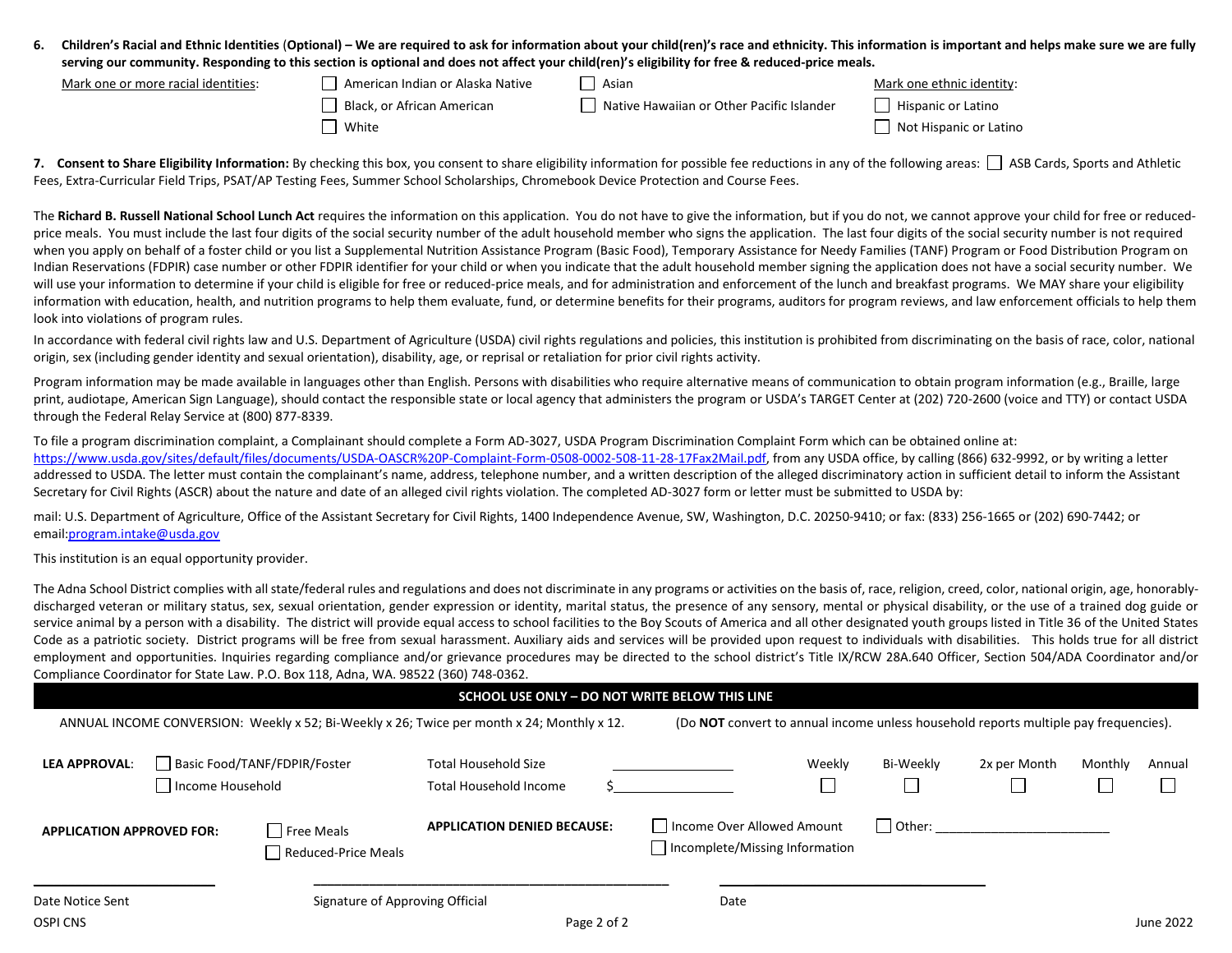**6. Children's Racial and Ethnic Identities** (**Optional) – We are required to ask for information about your child(ren)'s race and ethnicity. This information is important and helps make sure we are fully serving our community. Responding to this section is optional and does not affect your child(ren)'s eligibility for free & reduced-price meals.**

Mark one or more racial identities:

- ☐ American Indian or Alaska Native
- ☐ Asian
- ☐ Black, or African American
- ☐ Native Hawaiian or Other Pacific Islander
- ☐ White

Mark one ethnic identity:

- ☐ Hispanic or Latino
- ☐ Not Hispanic or Latino

**7. Consent to Share Eligibility Information:** By checking this box, you consent to share eligibility information for possible fee reductions in any of the following areas: ☐ ASB Cards, Sports and Athletic Fees, Extra-Curricular Field Trips, PSAT/AP Testing Fees, Summer School Scholarships, Chromebook Device Protection and Course Fees.

The **Richard B. Russell National School Lunch Act** requires the information on this application. You do not have to give the information, but if you do not, we cannot approve your child for free or reduced-price meals. You must include the last four digits of the social security number of the adult household member who signs the application. The last four digits of the social security number is not required when you apply on behalf of a foster child or you list a Supplemental Nutrition Assistance Program (Basic Food), Temporary Assistance for Needy Families (TANF) Program or Food Distribution Program on Indian Reservations (FDPIR) case number or other FDPIR identifier for your child or when you indicate that the adult household member signing the application does not have a social security number. We will use your information to determine if your child is eligible for free or reduced-price meals, and for administration and enforcement of the lunch and breakfast programs. We MAY share your eligibility information with education, health, and nutrition programs to help them evaluate, fund, or determine benefits for their programs, auditors for program reviews, and law enforcement officials to help them look into violations of program rules.

In accordance with federal civil rights law and U.S. Department of Agriculture (USDA) civil rights regulations and policies, this institution is prohibited from discriminating on the basis of race, color, national origin, sex (including gender identity and sexual orientation), disability, age, or reprisal or retaliation for prior civil rights activity.

Program information may be made available in languages other than English. Persons with disabilities who require alternative means of communication to obtain program information (e.g., Braille, large print, audiotape, American Sign Language), should contact the responsible state or local agency that administers the program or USDA's TARGET Center at (202) 720-2600 (voice and TTY) or contact USDA through the Federal Relay Service at (800) 877-8339.

To file a program discrimination complaint, a Complainant should complete a Form AD-3027, USDA Program Discrimination Complaint Form which can be obtained online at: https://www.usda.gov/sites/default/files/documents/USDA-OASCR%20P-Complaint-Form-0508-0002-508-11-28-17Fax2Mail.pdf, from any USDA office, by calling (866) 632-9992, or by writing a letter addressed to USDA. The letter must contain the complainant's name, address, telephone number, and a written description of the alleged discriminatory action in sufficient detail to inform the Assistant Secretary for Civil Rights (ASCR) about the nature and date of an alleged civil rights violation. The completed AD-3027 form or letter must be submitted to USDA by:

mail: U.S. Department of Agriculture, Office of the Assistant Secretary for Civil Rights, 1400 Independence Avenue, SW, Washington, D.C. 20250-9410; or fax: (833) 256-1665 or (202) 690-7442; or email:program.intake@usda.gov

This institution is an equal opportunity provider.

The Adna School District complies with all state/federal rules and regulations and does not discriminate in any programs or activities on the basis of, race, religion, creed, color, national origin, age, honorably-discharged veteran or military status, sex, sexual orientation, gender expression or identity, marital status, the presence of any sensory, mental or physical disability, or the use of a trained dog guide or service animal by a person with a disability. The district will provide equal access to school facilities to the Boy Scouts of America and all other designated youth groups listed in Title 36 of the United States Code as a patriotic society. District programs will be free from sexual harassment. Auxiliary aids and services will be provided upon request to individuals with disabilities. This holds true for all district employment and opportunities. Inquiries regarding compliance and/or grievance procedures may be directed to the school district's Title IX/RCW 28A.640 Officer, Section 504/ADA Coordinator and/or Compliance Coordinator for State Law. P.O. Box 118, Adna, WA. 98522 (360) 748-0362.

**SCHOOL USE ONLY – DO NOT WRITE BELOW THIS LINE**

ANNUAL INCOME CONVERSION: Weekly x 52; Bi-Weekly x 26; Twice per month x 24; Monthly x 12. (Do **NOT** convert to annual income unless household reports multiple pay frequencies).

**LEA APPROVAL**: ☐ Basic Food/TANF/FDPIR/Foster ☐ Income Household

Total Household Size ________________

Total Household Income $________________

☐ Weekly ☐ Bi-Weekly ☐ 2x per Month ☐ Monthly ☐ Annual

**APPLICATION APPROVED FOR:** ☐ Free Meals ☐ Reduced-Price Meals

**APPLICATION DENIED BECAUSE:** ☐ Income Over Allowed Amount ☐ Incomplete/Missing Information ☐ Other: ________________________

________________________ Date Notice Sent

________________________________________ Signature of Approving Official

________________________ Date

OSPI CNS

June 2022